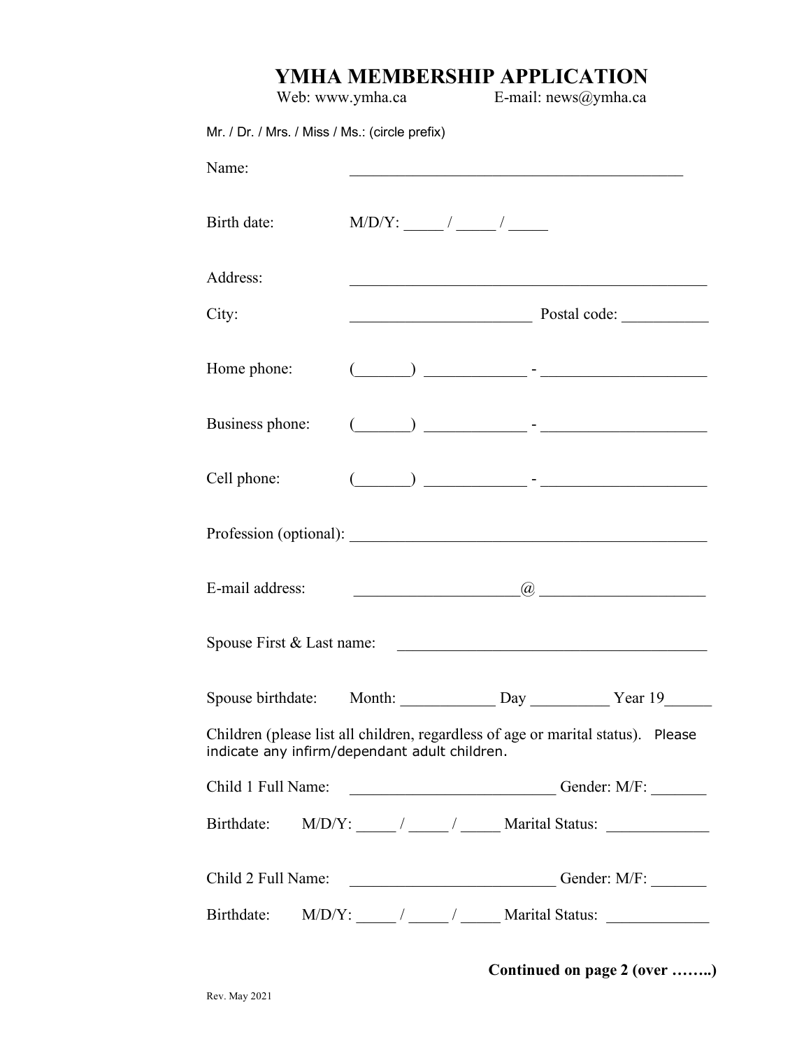# YMHA MEMBERSHIP APPLICATION

Web: www.ymha.ca E-mail: news@ymha.ca

Mr. / Dr. / Mrs. / Miss / Ms.: (circle prefix)

Name: ___________________________________________

Birth date: M/D/Y: _____ / _____ / _____

Address: ______________________________________________

City: _______________________ Postal code: ___________

Home phone: (_______) _____________ - _____________________

Business phone: (_______) _____________ - _____________________

Cell phone: (_______) _____________ - _____________________

Profession (optional): _____________________________________________

E-mail address: ____________________@ ____________________

Spouse First & Last name: _______________________________________

Spouse birthdate: Month: ____________ Day __________ Year 19______

Children (please list all children, regardless of age or marital status). Please indicate any infirm/dependant adult children.

Child 1 Full Name: __________________________ Gender: M/F: _______

Birthdate: M/D/Y: _____ / _____ / _____ Marital Status: _____________

Child 2 Full Name: __________________________ Gender: M/F: _______

Birthdate: M/D/Y: _____ / _____ / _____ Marital Status: _____________

**Continued on page 2 (over ……..)**

Rev. May 2021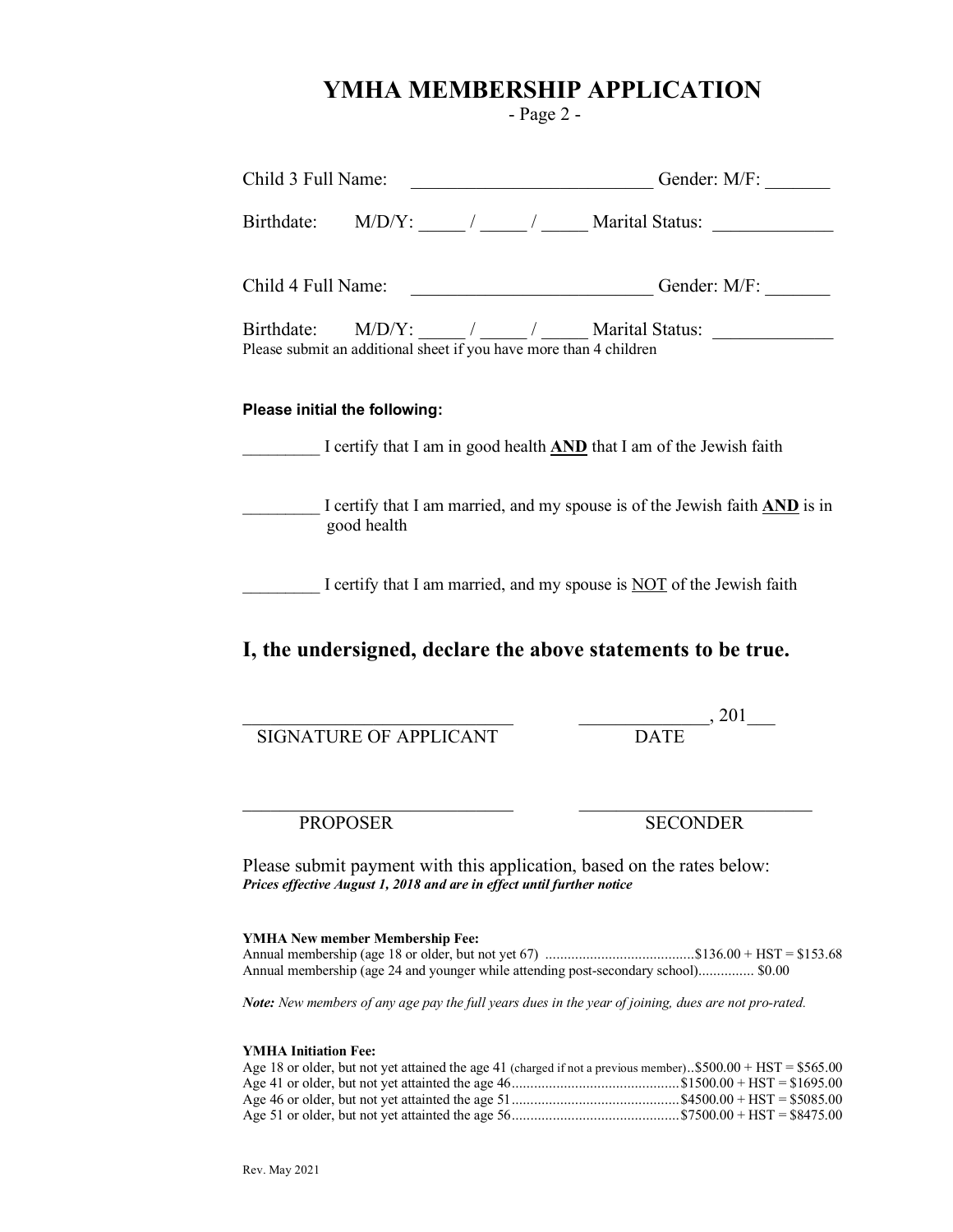# YMHA MEMBERSHIP APPLICATION

- Page 2 -

Child 3 Full Name: ___________________________ Gender: M/F: _______

Birthdate: M/D/Y: _____ / _____ / _____ Marital Status: _____________

Child 4 Full Name: ___________________________ Gender: M/F: _______

Birthdate: M/D/Y: _____ / _____ / _____ Marital Status: _____________

Please submit an additional sheet if you have more than 4 children

**Please initial the following:**

_________ I certify that I am in good health **AND** that I am of the Jewish faith

_________ I certify that I am married, and my spouse is of the Jewish faith **AND** is in good health

_________ I certify that I am married, and my spouse is NOT of the Jewish faith

## I, the undersigned, declare the above statements to be true.

_____________________________ ______________, 201___

SIGNATURE OF APPLICANT DATE

_____________________________ _________________________

PROPOSER SECONDER

Please submit payment with this application, based on the rates below:

***Prices effective August 1, 2018 and are in effect until further notice***

**YMHA New member Membership Fee:**

Annual membership (age 18 or older, but not yet 67) ........................................$136.00 + HST = $153.68

Annual membership (age 24 and younger while attending post-secondary school)............... $0.00

***Note:*** *New members of any age pay the full years dues in the year of joining, dues are not pro-rated.*

**YMHA Initiation Fee:**

Age 18 or older, but not yet attained the age 41 (charged if not a previous member)..$500.00 + HST = $565.00

Age 41 or older, but not yet attainted the age 46............................................$1500.00 + HST = $1695.00

Age 46 or older, but not yet attainted the age 51............................................$4500.00 + HST = $5085.00

Age 51 or older, but not yet attainted the age 56............................................$7500.00 + HST = $8475.00

Rev. May 2021